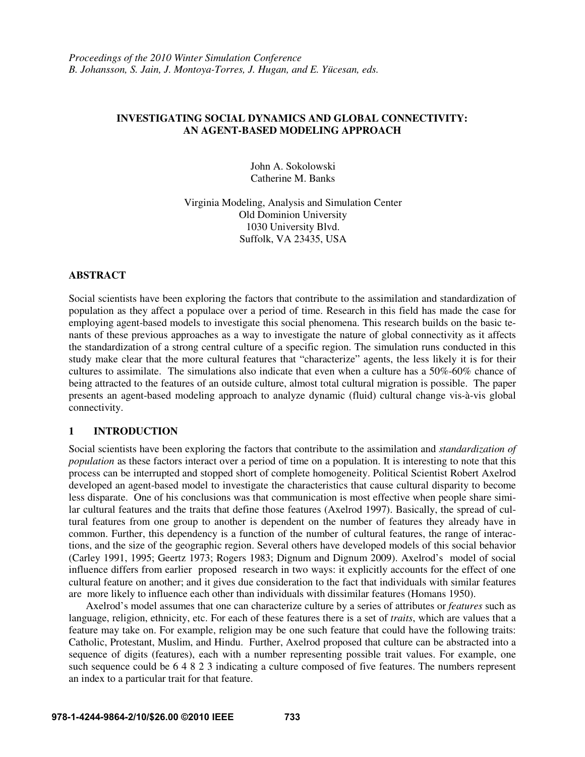*Proceedings of the 2010 Winter Simulation Conference*
*B. Johansson, S. Jain, J. Montoya-Torres, J. Hugan, and E. Yücesan, eds.*

# INVESTIGATING SOCIAL DYNAMICS AND GLOBAL CONNECTIVITY: AN AGENT-BASED MODELING APPROACH

John A. Sokolowski
Catherine M. Banks

Virginia Modeling, Analysis and Simulation Center
Old Dominion University
1030 University Blvd.
Suffolk, VA 23435, USA

## ABSTRACT

Social scientists have been exploring the factors that contribute to the assimilation and standardization of population as they affect a populace over a period of time. Research in this field has made the case for employing agent-based models to investigate this social phenomena. This research builds on the basic tenants of these previous approaches as a way to investigate the nature of global connectivity as it affects the standardization of a strong central culture of a specific region. The simulation runs conducted in this study make clear that the more cultural features that "characterize" agents, the less likely it is for their cultures to assimilate. The simulations also indicate that even when a culture has a 50%-60% chance of being attracted to the features of an outside culture, almost total cultural migration is possible. The paper presents an agent-based modeling approach to analyze dynamic (fluid) cultural change vis-à-vis global connectivity.

## 1 INTRODUCTION

Social scientists have been exploring the factors that contribute to the assimilation and *standardization of population* as these factors interact over a period of time on a population. It is interesting to note that this process can be interrupted and stopped short of complete homogeneity. Political Scientist Robert Axelrod developed an agent-based model to investigate the characteristics that cause cultural disparity to become less disparate. One of his conclusions was that communication is most effective when people share similar cultural features and the traits that define those features (Axelrod 1997). Basically, the spread of cultural features from one group to another is dependent on the number of features they already have in common. Further, this dependency is a function of the number of cultural features, the range of interactions, and the size of the geographic region. Several others have developed models of this social behavior (Carley 1991, 1995; Geertz 1973; Rogers 1983; Dignum and Dignum 2009). Axelrod's model of social influence differs from earlier proposed research in two ways: it explicitly accounts for the effect of one cultural feature on another; and it gives due consideration to the fact that individuals with similar features are more likely to influence each other than individuals with dissimilar features (Homans 1950).

Axelrod's model assumes that one can characterize culture by a series of attributes or *features* such as language, religion, ethnicity, etc. For each of these features there is a set of *traits*, which are values that a feature may take on. For example, religion may be one such feature that could have the following traits: Catholic, Protestant, Muslim, and Hindu. Further, Axelrod proposed that culture can be abstracted into a sequence of digits (features), each with a number representing possible trait values. For example, one such sequence could be 6 4 8 2 3 indicating a culture composed of five features. The numbers represent an index to a particular trait for that feature.

978-1-4244-9864-2/10/$26.00 ©2010 IEEE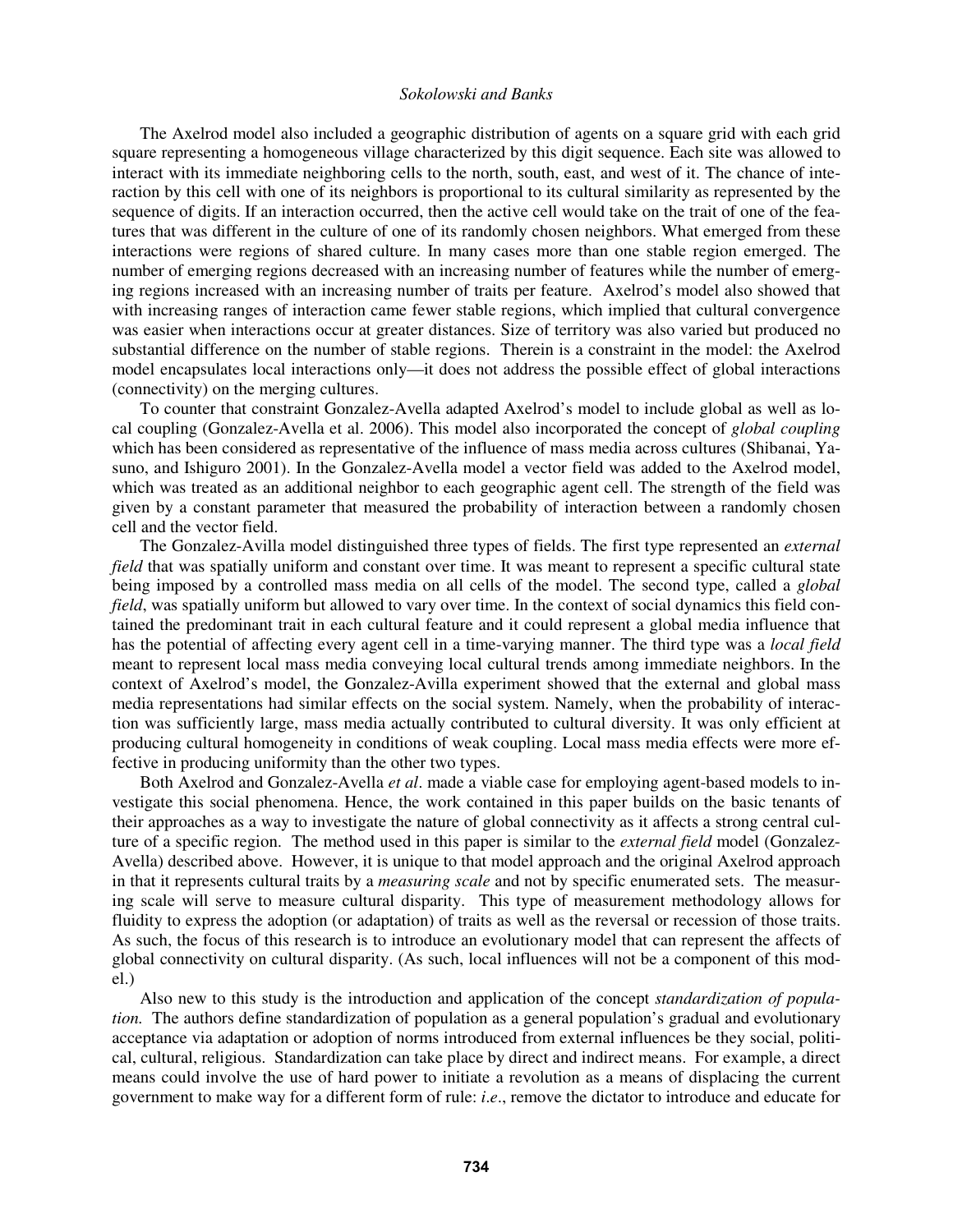The Axelrod model also included a geographic distribution of agents on a square grid with each grid square representing a homogeneous village characterized by this digit sequence. Each site was allowed to interact with its immediate neighboring cells to the north, south, east, and west of it. The chance of interaction by this cell with one of its neighbors is proportional to its cultural similarity as represented by the sequence of digits. If an interaction occurred, then the active cell would take on the trait of one of the features that was different in the culture of one of its randomly chosen neighbors. What emerged from these interactions were regions of shared culture. In many cases more than one stable region emerged. The number of emerging regions decreased with an increasing number of features while the number of emerging regions increased with an increasing number of traits per feature. Axelrod's model also showed that with increasing ranges of interaction came fewer stable regions, which implied that cultural convergence was easier when interactions occur at greater distances. Size of territory was also varied but produced no substantial difference on the number of stable regions. Therein is a constraint in the model: the Axelrod model encapsulates local interactions only—it does not address the possible effect of global interactions (connectivity) on the merging cultures.

To counter that constraint Gonzalez-Avella adapted Axelrod's model to include global as well as local coupling (Gonzalez-Avella et al. 2006). This model also incorporated the concept of *global coupling* which has been considered as representative of the influence of mass media across cultures (Shibanai, Yasuno, and Ishiguro 2001). In the Gonzalez-Avella model a vector field was added to the Axelrod model, which was treated as an additional neighbor to each geographic agent cell. The strength of the field was given by a constant parameter that measured the probability of interaction between a randomly chosen cell and the vector field.

The Gonzalez-Avilla model distinguished three types of fields. The first type represented an *external field* that was spatially uniform and constant over time. It was meant to represent a specific cultural state being imposed by a controlled mass media on all cells of the model. The second type, called a *global field*, was spatially uniform but allowed to vary over time. In the context of social dynamics this field contained the predominant trait in each cultural feature and it could represent a global media influence that has the potential of affecting every agent cell in a time-varying manner. The third type was a *local field* meant to represent local mass media conveying local cultural trends among immediate neighbors. In the context of Axelrod's model, the Gonzalez-Avilla experiment showed that the external and global mass media representations had similar effects on the social system. Namely, when the probability of interaction was sufficiently large, mass media actually contributed to cultural diversity. It was only efficient at producing cultural homogeneity in conditions of weak coupling. Local mass media effects were more effective in producing uniformity than the other two types.

Both Axelrod and Gonzalez-Avella *et al*. made a viable case for employing agent-based models to investigate this social phenomena. Hence, the work contained in this paper builds on the basic tenants of their approaches as a way to investigate the nature of global connectivity as it affects a strong central culture of a specific region. The method used in this paper is similar to the *external field* model (Gonzalez-Avella) described above. However, it is unique to that model approach and the original Axelrod approach in that it represents cultural traits by a *measuring scale* and not by specific enumerated sets. The measuring scale will serve to measure cultural disparity. This type of measurement methodology allows for fluidity to express the adoption (or adaptation) of traits as well as the reversal or recession of those traits. As such, the focus of this research is to introduce an evolutionary model that can represent the affects of global connectivity on cultural disparity. (As such, local influences will not be a component of this model.)

Also new to this study is the introduction and application of the concept *standardization of population.* The authors define standardization of population as a general population's gradual and evolutionary acceptance via adaptation or adoption of norms introduced from external influences be they social, political, cultural, religious. Standardization can take place by direct and indirect means. For example, a direct means could involve the use of hard power to initiate a revolution as a means of displacing the current government to make way for a different form of rule: *i.e*., remove the dictator to introduce and educate for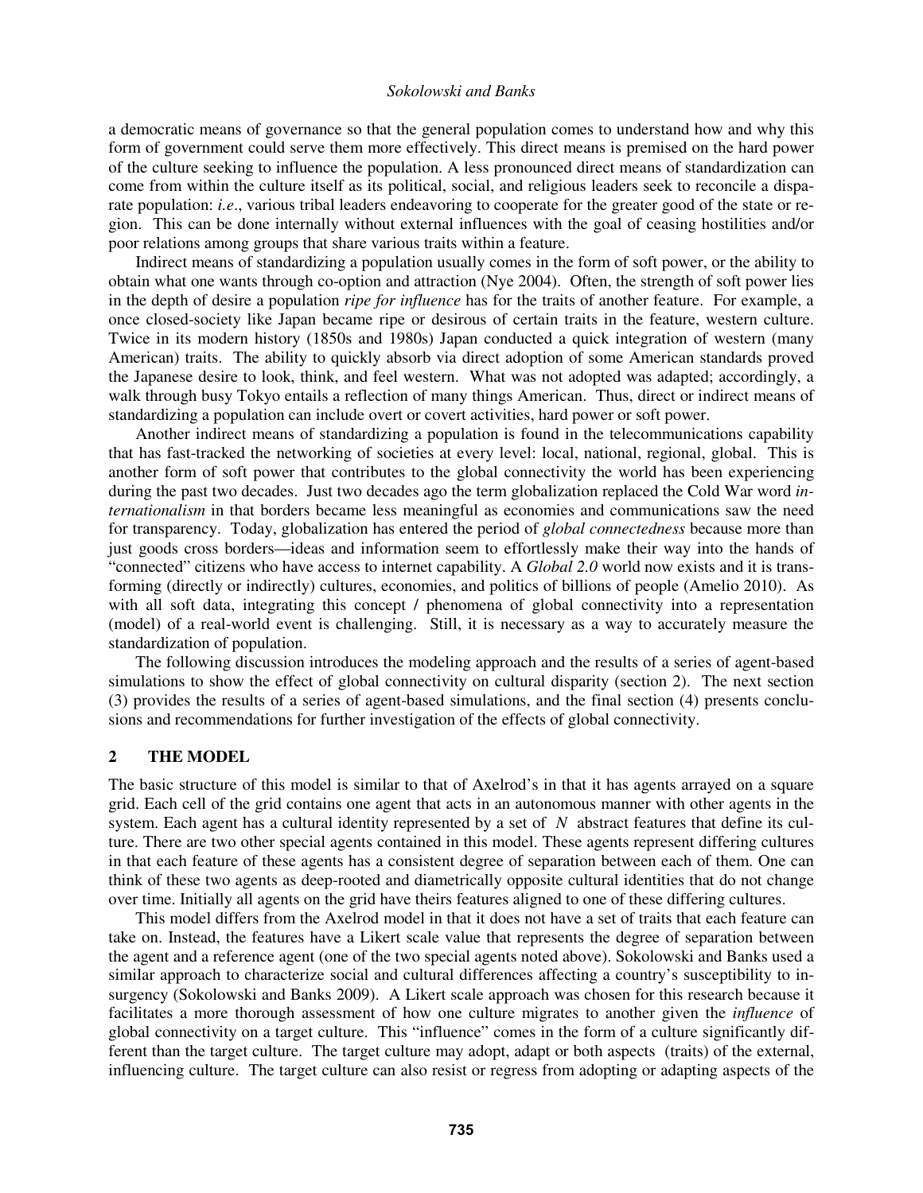a democratic means of governance so that the general population comes to understand how and why this form of government could serve them more effectively. This direct means is premised on the hard power of the culture seeking to influence the population. A less pronounced direct means of standardization can come from within the culture itself as its political, social, and religious leaders seek to reconcile a disparate population: *i.e*., various tribal leaders endeavoring to cooperate for the greater good of the state or region. This can be done internally without external influences with the goal of ceasing hostilities and/or poor relations among groups that share various traits within a feature.

Indirect means of standardizing a population usually comes in the form of soft power, or the ability to obtain what one wants through co-option and attraction (Nye 2004). Often, the strength of soft power lies in the depth of desire a population *ripe for influence* has for the traits of another feature. For example, a once closed-society like Japan became ripe or desirous of certain traits in the feature, western culture. Twice in its modern history (1850s and 1980s) Japan conducted a quick integration of western (many American) traits. The ability to quickly absorb via direct adoption of some American standards proved the Japanese desire to look, think, and feel western. What was not adopted was adapted; accordingly, a walk through busy Tokyo entails a reflection of many things American. Thus, direct or indirect means of standardizing a population can include overt or covert activities, hard power or soft power.

Another indirect means of standardizing a population is found in the telecommunications capability that has fast-tracked the networking of societies at every level: local, national, regional, global. This is another form of soft power that contributes to the global connectivity the world has been experiencing during the past two decades. Just two decades ago the term globalization replaced the Cold War word *internationalism* in that borders became less meaningful as economies and communications saw the need for transparency. Today, globalization has entered the period of *global connectedness* because more than just goods cross borders—ideas and information seem to effortlessly make their way into the hands of "connected" citizens who have access to internet capability. A *Global 2.0* world now exists and it is transforming (directly or indirectly) cultures, economies, and politics of billions of people (Amelio 2010). As with all soft data, integrating this concept / phenomena of global connectivity into a representation (model) of a real-world event is challenging. Still, it is necessary as a way to accurately measure the standardization of population.

The following discussion introduces the modeling approach and the results of a series of agent-based simulations to show the effect of global connectivity on cultural disparity (section 2). The next section (3) provides the results of a series of agent-based simulations, and the final section (4) presents conclusions and recommendations for further investigation of the effects of global connectivity.

## 2 THE MODEL

The basic structure of this model is similar to that of Axelrod's in that it has agents arrayed on a square grid. Each cell of the grid contains one agent that acts in an autonomous manner with other agents in the system. Each agent has a cultural identity represented by a set of $N$ abstract features that define its culture. There are two other special agents contained in this model. These agents represent differing cultures in that each feature of these agents has a consistent degree of separation between each of them. One can think of these two agents as deep-rooted and diametrically opposite cultural identities that do not change over time. Initially all agents on the grid have theirs features aligned to one of these differing cultures.

This model differs from the Axelrod model in that it does not have a set of traits that each feature can take on. Instead, the features have a Likert scale value that represents the degree of separation between the agent and a reference agent (one of the two special agents noted above). Sokolowski and Banks used a similar approach to characterize social and cultural differences affecting a country's susceptibility to insurgency (Sokolowski and Banks 2009). A Likert scale approach was chosen for this research because it facilitates a more thorough assessment of how one culture migrates to another given the *influence* of global connectivity on a target culture. This "influence" comes in the form of a culture significantly different than the target culture. The target culture may adopt, adapt or both aspects (traits) of the external, influencing culture. The target culture can also resist or regress from adopting or adapting aspects of the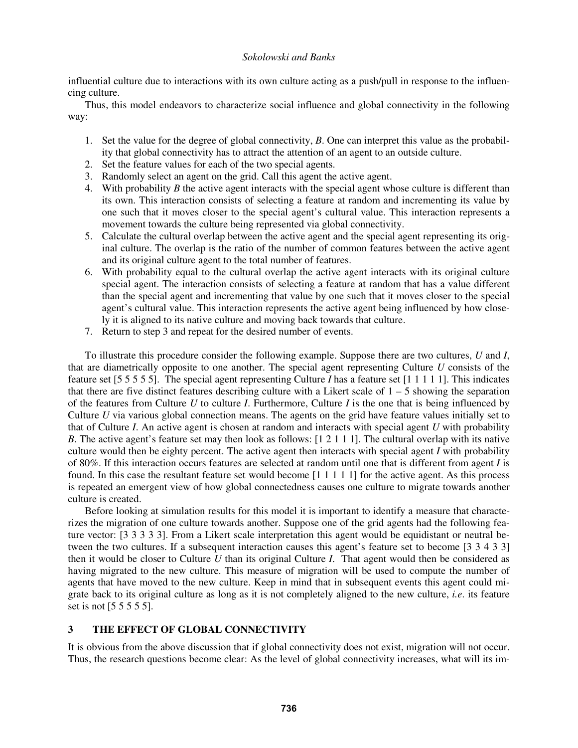influential culture due to interactions with its own culture acting as a push/pull in response to the influencing culture.

Thus, this model endeavors to characterize social influence and global connectivity in the following way:

1. Set the value for the degree of global connectivity, *B*. One can interpret this value as the probability that global connectivity has to attract the attention of an agent to an outside culture.
2. Set the feature values for each of the two special agents.
3. Randomly select an agent on the grid. Call this agent the active agent.
4. With probability *B* the active agent interacts with the special agent whose culture is different than its own. This interaction consists of selecting a feature at random and incrementing its value by one such that it moves closer to the special agent's cultural value. This interaction represents a movement towards the culture being represented via global connectivity.
5. Calculate the cultural overlap between the active agent and the special agent representing its original culture. The overlap is the ratio of the number of common features between the active agent and its original culture agent to the total number of features.
6. With probability equal to the cultural overlap the active agent interacts with its original culture special agent. The interaction consists of selecting a feature at random that has a value different than the special agent and incrementing that value by one such that it moves closer to the special agent's cultural value. This interaction represents the active agent being influenced by how closely it is aligned to its native culture and moving back towards that culture.
7. Return to step 3 and repeat for the desired number of events.

To illustrate this procedure consider the following example. Suppose there are two cultures, *U* and *I*, that are diametrically opposite to one another. The special agent representing Culture *U* consists of the feature set [5 5 5 5 5]. The special agent representing Culture *I* has a feature set [1 1 1 1 1]. This indicates that there are five distinct features describing culture with a Likert scale of 1 – 5 showing the separation of the features from Culture *U* to culture *I*. Furthermore, Culture *I* is the one that is being influenced by Culture *U* via various global connection means. The agents on the grid have feature values initially set to that of Culture *I*. An active agent is chosen at random and interacts with special agent *U* with probability *B*. The active agent's feature set may then look as follows: [1 2 1 1 1]. The cultural overlap with its native culture would then be eighty percent. The active agent then interacts with special agent *I* with probability of 80%. If this interaction occurs features are selected at random until one that is different from agent *I* is found. In this case the resultant feature set would become [1 1 1 1 1] for the active agent. As this process is repeated an emergent view of how global connectedness causes one culture to migrate towards another culture is created.

Before looking at simulation results for this model it is important to identify a measure that characterizes the migration of one culture towards another. Suppose one of the grid agents had the following feature vector: [3 3 3 3 3]. From a Likert scale interpretation this agent would be equidistant or neutral between the two cultures. If a subsequent interaction causes this agent's feature set to become [3 3 4 3 3] then it would be closer to Culture *U* than its original Culture *I*. That agent would then be considered as having migrated to the new culture. This measure of migration will be used to compute the number of agents that have moved to the new culture. Keep in mind that in subsequent events this agent could migrate back to its original culture as long as it is not completely aligned to the new culture, *i.e*. its feature set is not [5 5 5 5 5].

## 3 THE EFFECT OF GLOBAL CONNECTIVITY

It is obvious from the above discussion that if global connectivity does not exist, migration will not occur. Thus, the research questions become clear: As the level of global connectivity increases, what will its im-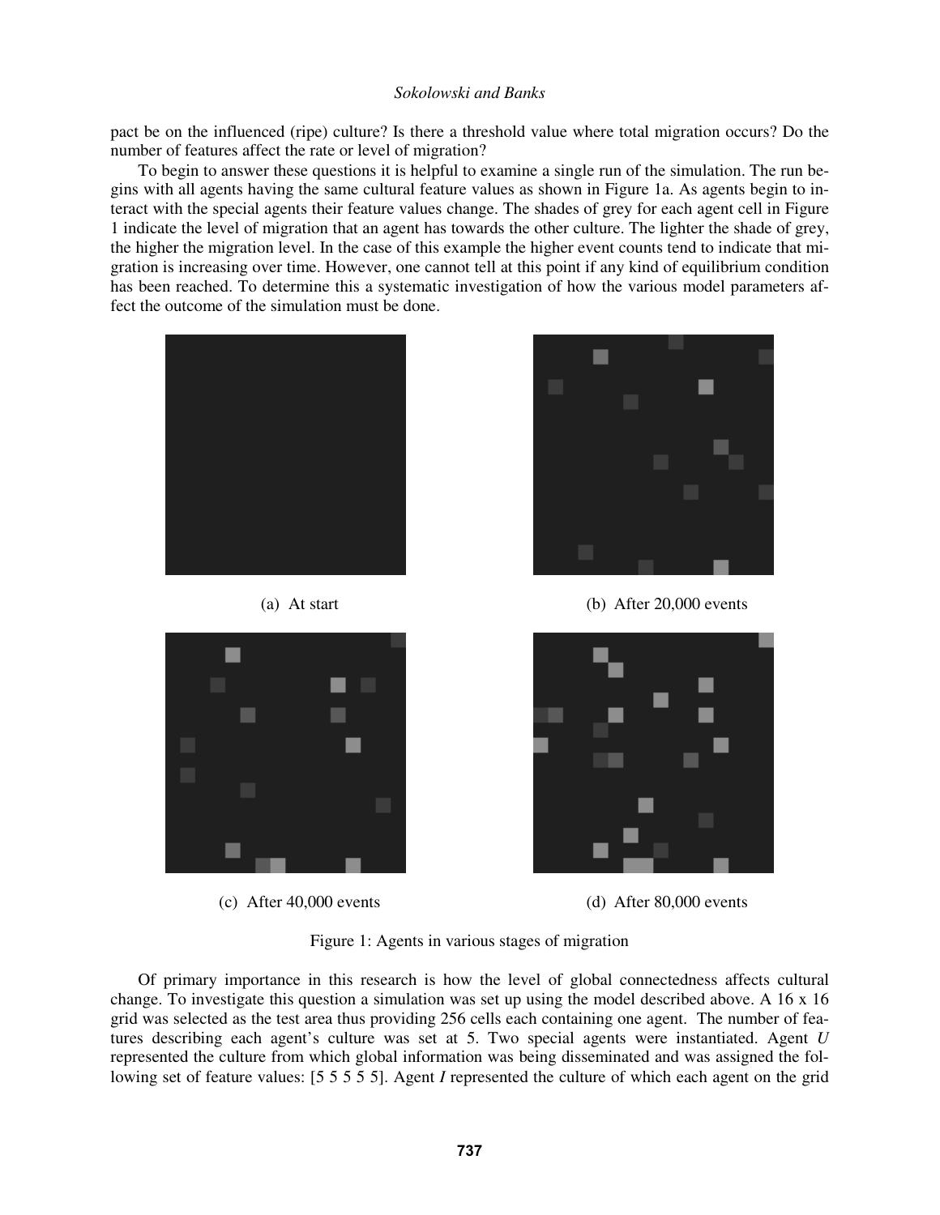pact be on the influenced (ripe) culture? Is there a threshold value where total migration occurs? Do the number of features affect the rate or level of migration?

To begin to answer these questions it is helpful to examine a single run of the simulation. The run begins with all agents having the same cultural feature values as shown in Figure 1a. As agents begin to interact with the special agents their feature values change. The shades of grey for each agent cell in Figure 1 indicate the level of migration that an agent has towards the other culture. The lighter the shade of grey, the higher the migration level. In the case of this example the higher event counts tend to indicate that migration is increasing over time. However, one cannot tell at this point if any kind of equilibrium condition has been reached. To determine this a systematic investigation of how the various model parameters affect the outcome of the simulation must be done.

(a) At start

(b) After 20,000 events

(c) After 40,000 events

(d) After 80,000 events

Figure 1: Agents in various stages of migration

Of primary importance in this research is how the level of global connectedness affects cultural change. To investigate this question a simulation was set up using the model described above. A 16 x 16 grid was selected as the test area thus providing 256 cells each containing one agent. The number of features describing each agent's culture was set at 5. Two special agents were instantiated. Agent *U* represented the culture from which global information was being disseminated and was assigned the following set of feature values: [5 5 5 5 5]. Agent *I* represented the culture of which each agent on the grid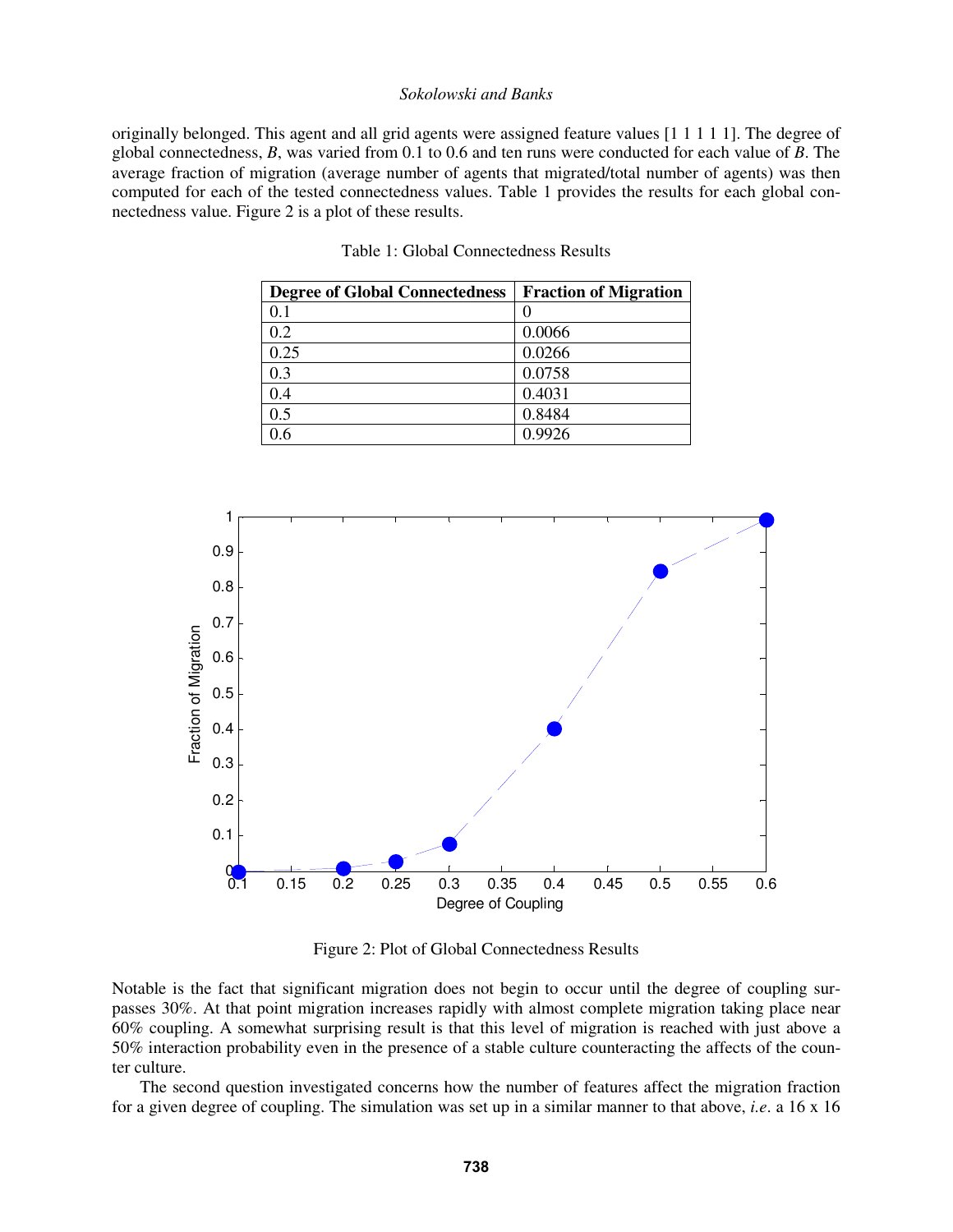originally belonged. This agent and all grid agents were assigned feature values [1 1 1 1 1]. The degree of global connectedness, *B*, was varied from 0.1 to 0.6 and ten runs were conducted for each value of *B*. The average fraction of migration (average number of agents that migrated/total number of agents) was then computed for each of the tested connectedness values. Table 1 provides the results for each global connectedness value. Figure 2 is a plot of these results.

Table 1: Global Connectedness Results

| Degree of Global Connectedness | Fraction of Migration |
|---|---|
| 0.1 | 0 |
| 0.2 | 0.0066 |
| 0.25 | 0.0266 |
| 0.3 | 0.0758 |
| 0.4 | 0.4031 |
| 0.5 | 0.8484 |
| 0.6 | 0.9926 |

Figure 2: Plot of Global Connectedness Results

Notable is the fact that significant migration does not begin to occur until the degree of coupling surpasses 30%. At that point migration increases rapidly with almost complete migration taking place near 60% coupling. A somewhat surprising result is that this level of migration is reached with just above a 50% interaction probability even in the presence of a stable culture counteracting the affects of the counter culture.

The second question investigated concerns how the number of features affect the migration fraction for a given degree of coupling. The simulation was set up in a similar manner to that above, *i.e*. a 16 x 16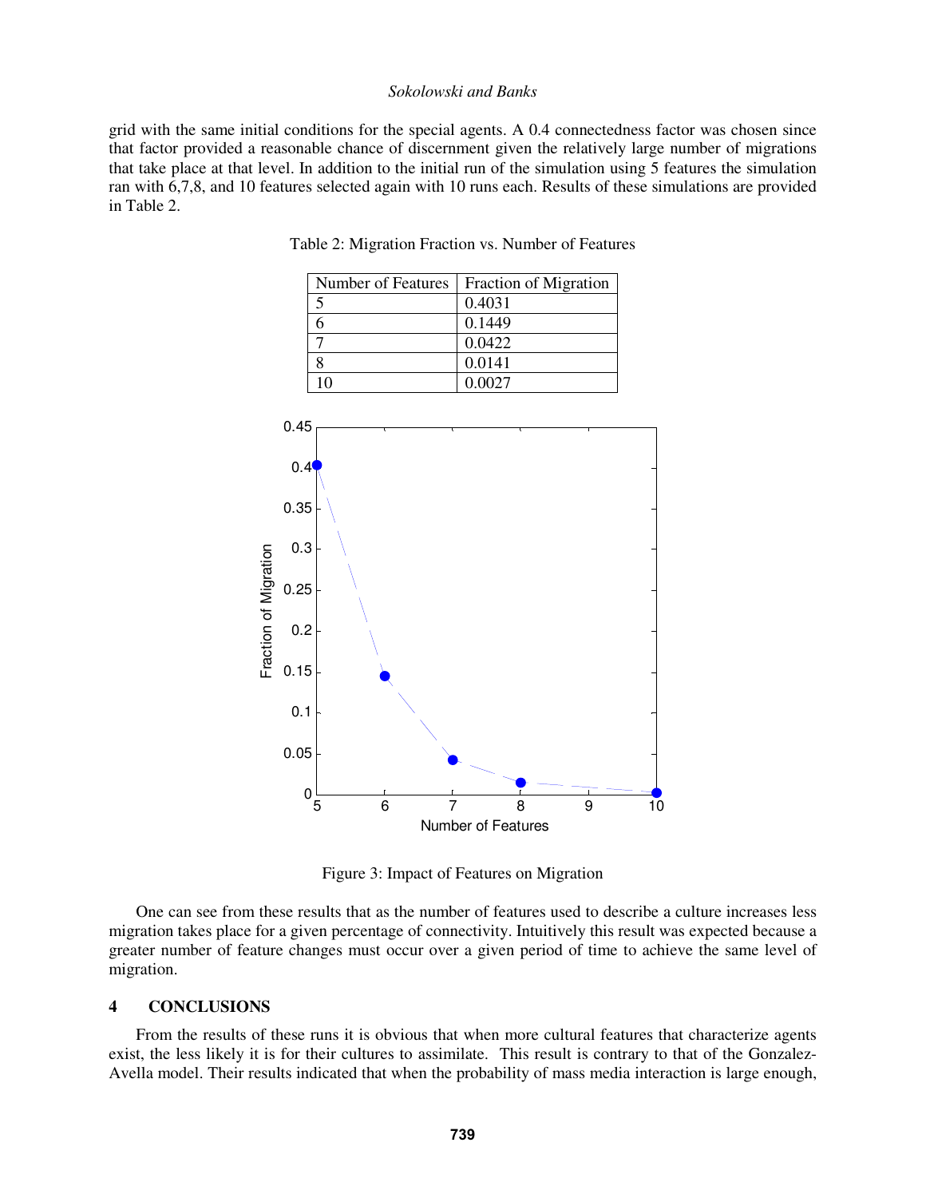grid with the same initial conditions for the special agents. A 0.4 connectedness factor was chosen since that factor provided a reasonable chance of discernment given the relatively large number of migrations that take place at that level. In addition to the initial run of the simulation using 5 features the simulation ran with 6,7,8, and 10 features selected again with 10 runs each. Results of these simulations are provided in Table 2.

Table 2: Migration Fraction vs. Number of Features

| Number of Features | Fraction of Migration |
|---|---|
| 5 | 0.4031 |
| 6 | 0.1449 |
| 7 | 0.0422 |
| 8 | 0.0141 |
| 10 | 0.0027 |

Figure 3: Impact of Features on Migration

One can see from these results that as the number of features used to describe a culture increases less migration takes place for a given percentage of connectivity. Intuitively this result was expected because a greater number of feature changes must occur over a given period of time to achieve the same level of migration.

## 4 CONCLUSIONS

From the results of these runs it is obvious that when more cultural features that characterize agents exist, the less likely it is for their cultures to assimilate. This result is contrary to that of the Gonzalez-Avella model. Their results indicated that when the probability of mass media interaction is large enough,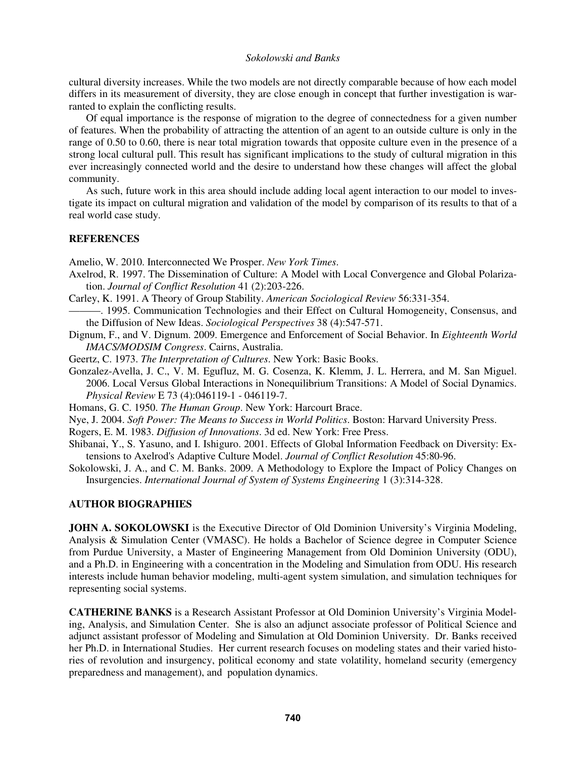cultural diversity increases. While the two models are not directly comparable because of how each model differs in its measurement of diversity, they are close enough in concept that further investigation is warranted to explain the conflicting results.

Of equal importance is the response of migration to the degree of connectedness for a given number of features. When the probability of attracting the attention of an agent to an outside culture is only in the range of 0.50 to 0.60, there is near total migration towards that opposite culture even in the presence of a strong local cultural pull. This result has significant implications to the study of cultural migration in this ever increasingly connected world and the desire to understand how these changes will affect the global community.

As such, future work in this area should include adding local agent interaction to our model to investigate its impact on cultural migration and validation of the model by comparison of its results to that of a real world case study.

## REFERENCES

Amelio, W. 2010. Interconnected We Prosper. *New York Times*.

Axelrod, R. 1997. The Dissemination of Culture: A Model with Local Convergence and Global Polarization. *Journal of Conflict Resolution* 41 (2):203-226.

Carley, K. 1991. A Theory of Group Stability. *American Sociological Review* 56:331-354.

———. 1995. Communication Technologies and their Effect on Cultural Homogeneity, Consensus, and the Diffusion of New Ideas. *Sociological Perspectives* 38 (4):547-571.

Dignum, F., and V. Dignum. 2009. Emergence and Enforcement of Social Behavior. In *Eighteenth World IMACS/MODSIM Congress*. Cairns, Australia.

Geertz, C. 1973. *The Interpretation of Cultures*. New York: Basic Books.

Gonzalez-Avella, J. C., V. M. Egufluz, M. G. Cosenza, K. Klemm, J. L. Herrera, and M. San Miguel. 2006. Local Versus Global Interactions in Nonequilibrium Transitions: A Model of Social Dynamics. *Physical Review* E 73 (4):046119-1 - 046119-7.

Homans, G. C. 1950. *The Human Group*. New York: Harcourt Brace.

Nye, J. 2004. *Soft Power: The Means to Success in World Politics*. Boston: Harvard University Press.

Rogers, E. M. 1983. *Diffusion of Innovations*. 3d ed. New York: Free Press.

Shibanai, Y., S. Yasuno, and I. Ishiguro. 2001. Effects of Global Information Feedback on Diversity: Extensions to Axelrod's Adaptive Culture Model. *Journal of Conflict Resolution* 45:80-96.

Sokolowski, J. A., and C. M. Banks. 2009. A Methodology to Explore the Impact of Policy Changes on Insurgencies. *International Journal of System of Systems Engineering* 1 (3):314-328.

## AUTHOR BIOGRAPHIES

**JOHN A. SOKOLOWSKI** is the Executive Director of Old Dominion University's Virginia Modeling, Analysis & Simulation Center (VMASC). He holds a Bachelor of Science degree in Computer Science from Purdue University, a Master of Engineering Management from Old Dominion University (ODU), and a Ph.D. in Engineering with a concentration in the Modeling and Simulation from ODU. His research interests include human behavior modeling, multi-agent system simulation, and simulation techniques for representing social systems.

**CATHERINE BANKS** is a Research Assistant Professor at Old Dominion University's Virginia Modeling, Analysis, and Simulation Center. She is also an adjunct associate professor of Political Science and adjunct assistant professor of Modeling and Simulation at Old Dominion University. Dr. Banks received her Ph.D. in International Studies. Her current research focuses on modeling states and their varied histories of revolution and insurgency, political economy and state volatility, homeland security (emergency preparedness and management), and population dynamics.